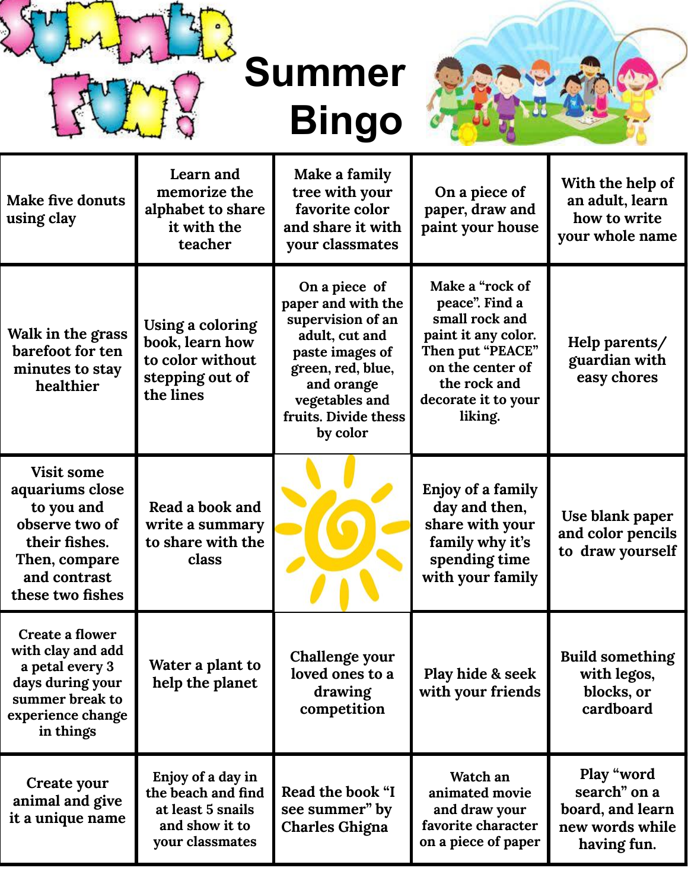# Summer Bingo

| | | | | |
|---|---|---|---|---|
| Make five donuts using clay | Learn and memorize the alphabet to share it with the teacher | Make a family tree with your favorite color and share it with your classmates | On a piece of paper, draw and paint your house | With the help of an adult, learn how to write your whole name |
| Walk in the grass barefoot for ten minutes to stay healthier | Using a coloring book, learn how to color without stepping out of the lines | On a piece of paper and with the supervision of an adult, cut and paste images of green, red, blue, and orange vegetables and fruits. Divide thess by color | Make a "rock of peace". Find a small rock and paint it any color. Then put "PEACE" on the center of the rock and decorate it to your liking. | Help parents/ guardian with easy chores |
| Visit some aquariums close to you and observe two of their fishes. Then, compare and contrast these two fishes | Read a book and write a summary to share with the class | | Enjoy of a family day and then, share with your family why it's spending time with your family | Use blank paper and color pencils to draw yourself |
| Create a flower with clay and add a petal every 3 days during your summer break to experience change in things | Water a plant to help the planet | Challenge your loved ones to a drawing competition | Play hide & seek with your friends | Build something with legos, blocks, or cardboard |
| Create your animal and give it a unique name | Enjoy of a day in the beach and find at least 5 snails and show it to your classmates | Read the book "I see summer" by Charles Ghigna | Watch an animated movie and draw your favorite character on a piece of paper | Play "word search" on a board, and learn new words while having fun. |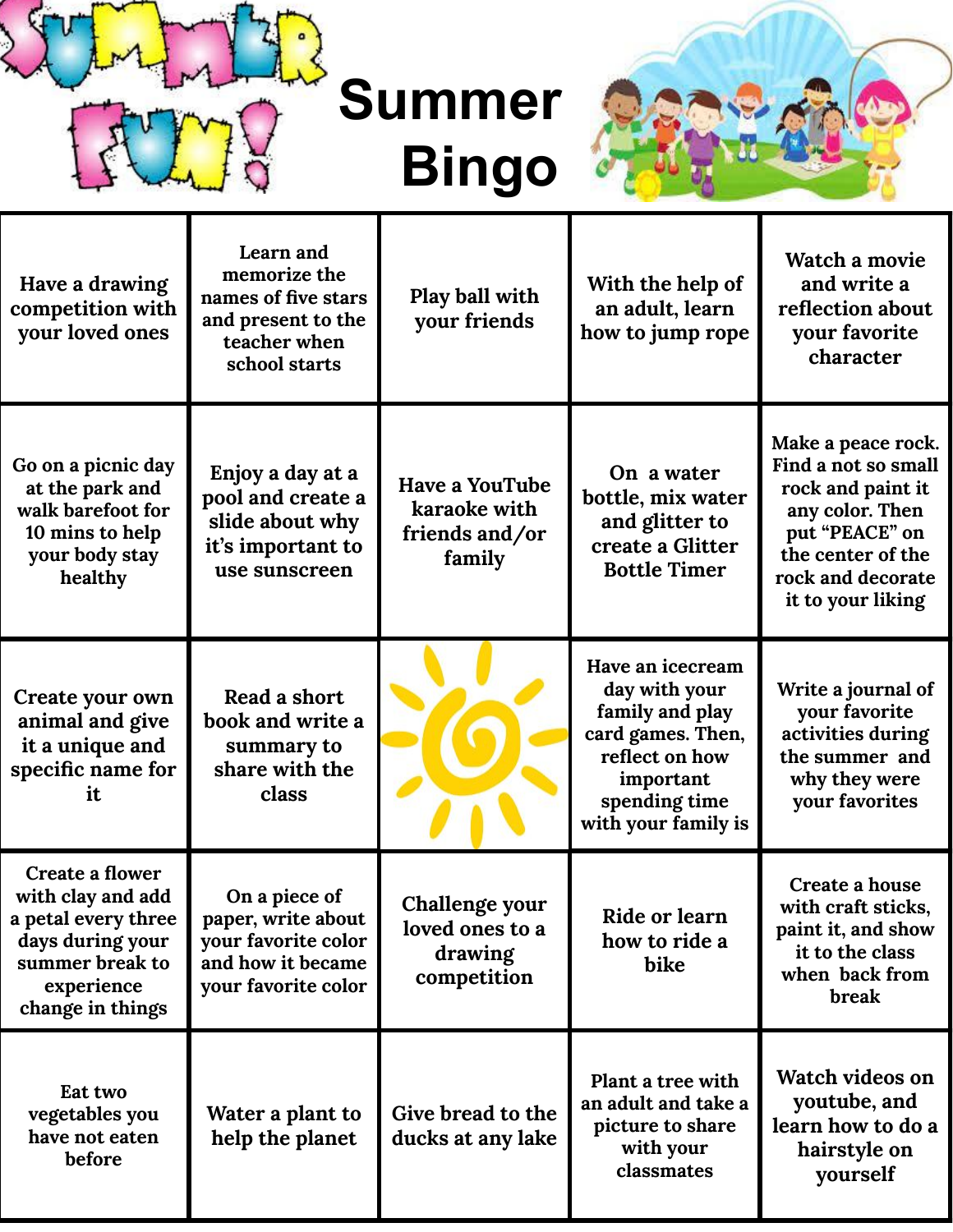# Summer Bingo

| | | | | |
|---|---|---|---|---|
| Have a drawing competition with your loved ones | Learn and memorize the names of five stars and present to the teacher when school starts | Play ball with your friends | With the help of an adult, learn how to jump rope | Watch a movie and write a reflection about your favorite character |
| Go on a picnic day at the park and walk barefoot for 10 mins to help your body stay healthy | Enjoy a day at a pool and create a slide about why it's important to use sunscreen | Have a YouTube karaoke with friends and/or family | On a water bottle, mix water and glitter to create a Glitter Bottle Timer | Make a peace rock. Find a not so small rock and paint it any color. Then put "PEACE" on the center of the rock and decorate it to your liking |
| Create your own animal and give it a unique and specific name for it | Read a short book and write a summary to share with the class | | Have an icecream day with your family and play card games. Then, reflect on how important spending time with your family is | Write a journal of your favorite activities during the summer and why they were your favorites |
| Create a flower with clay and add a petal every three days during your summer break to experience change in things | On a piece of paper, write about your favorite color and how it became your favorite color | Challenge your loved ones to a drawing competition | Ride or learn how to ride a bike | Create a house with craft sticks, paint it, and show it to the class when back from break |
| Eat two vegetables you have not eaten before | Water a plant to help the planet | Give bread to the ducks at any lake | Plant a tree with an adult and take a picture to share with your classmates | Watch videos on youtube, and learn how to do a hairstyle on yourself |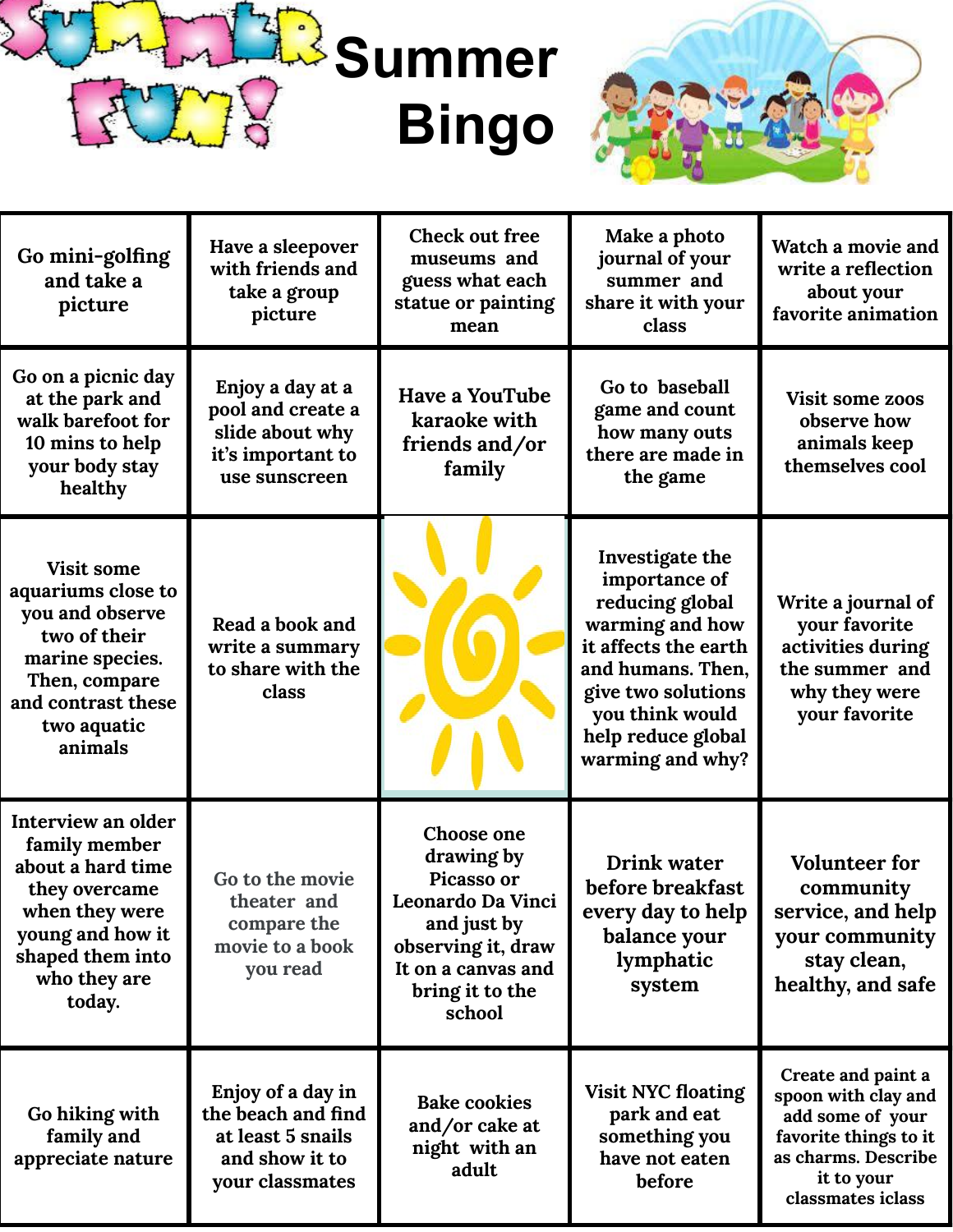# Summer Bingo

| | | | | |
|---|---|---|---|---|
| Go mini-golfing and take a picture | Have a sleepover with friends and take a group picture | Check out free museums and guess what each statue or painting mean | Make a photo journal of your summer and share it with your class | Watch a movie and write a reflection about your favorite animation |
| Go on a picnic day at the park and walk barefoot for 10 mins to help your body stay healthy | Enjoy a day at a pool and create a slide about why it's important to use sunscreen | Have a YouTube karaoke with friends and/or family | Go to baseball game and count how many outs there are made in the game | Visit some zoos observe how animals keep themselves cool |
| Visit some aquariums close to you and observe two of their marine species. Then, compare and contrast these two aquatic animals | Read a book and write a summary to share with the class | | Investigate the importance of reducing global warming and how it affects the earth and humans. Then, give two solutions you think would help reduce global warming and why? | Write a journal of your favorite activities during the summer and why they were your favorite |
| Interview an older family member about a hard time they overcame when they were young and how it shaped them into who they are today. | Go to the movie theater and compare the movie to a book you read | Choose one drawing by Picasso or Leonardo Da Vinci and just by observing it, draw It on a canvas and bring it to the school | Drink water before breakfast every day to help balance your lymphatic system | Volunteer for community service, and help your community stay clean, healthy, and safe |
| Go hiking with family and appreciate nature | Enjoy of a day in the beach and find at least 5 snails and show it to your classmates | Bake cookies and/or cake at night with an adult | Visit NYC floating park and eat something you have not eaten before | Create and paint a spoon with clay and add some of your favorite things to it as charms. Describe it to your classmates iclass |